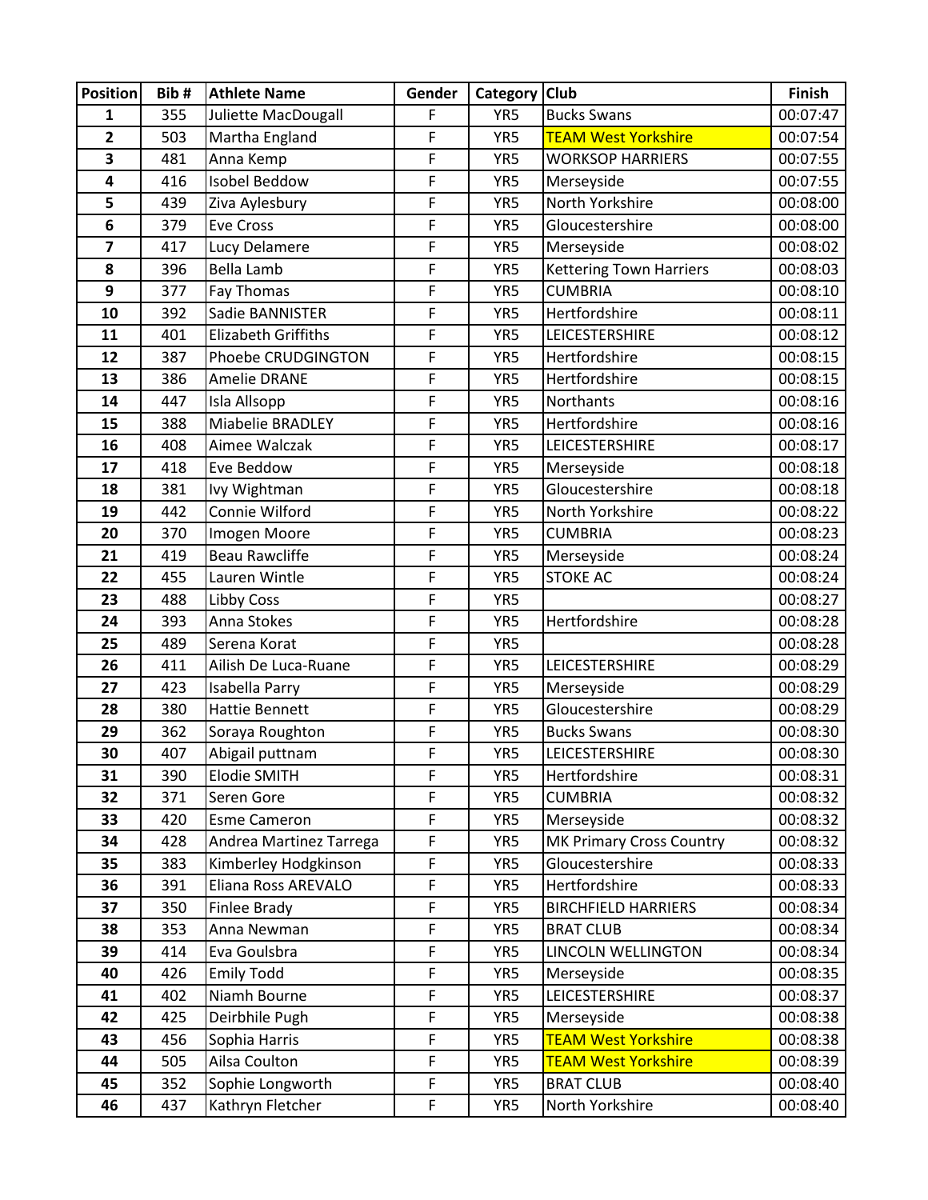| Position | Bib # | Athlete Name | Gender | Category | Club | Finish |
|---|---|---|---|---|---|---|
| 1 | 355 | Juliette MacDougall | F | YR5 | Bucks Swans | 00:07:47 |
| 2 | 503 | Martha England | F | YR5 | TEAM West Yorkshire | 00:07:54 |
| 3 | 481 | Anna Kemp | F | YR5 | WORKSOP HARRIERS | 00:07:55 |
| 4 | 416 | Isobel Beddow | F | YR5 | Merseyside | 00:07:55 |
| 5 | 439 | Ziva Aylesbury | F | YR5 | North Yorkshire | 00:08:00 |
| 6 | 379 | Eve Cross | F | YR5 | Gloucestershire | 00:08:00 |
| 7 | 417 | Lucy Delamere | F | YR5 | Merseyside | 00:08:02 |
| 8 | 396 | Bella Lamb | F | YR5 | Kettering Town Harriers | 00:08:03 |
| 9 | 377 | Fay Thomas | F | YR5 | CUMBRIA | 00:08:10 |
| 10 | 392 | Sadie BANNISTER | F | YR5 | Hertfordshire | 00:08:11 |
| 11 | 401 | Elizabeth Griffiths | F | YR5 | LEICESTERSHIRE | 00:08:12 |
| 12 | 387 | Phoebe CRUDGINGTON | F | YR5 | Hertfordshire | 00:08:15 |
| 13 | 386 | Amelie DRANE | F | YR5 | Hertfordshire | 00:08:15 |
| 14 | 447 | Isla Allsopp | F | YR5 | Northants | 00:08:16 |
| 15 | 388 | Miabelie BRADLEY | F | YR5 | Hertfordshire | 00:08:16 |
| 16 | 408 | Aimee Walczak | F | YR5 | LEICESTERSHIRE | 00:08:17 |
| 17 | 418 | Eve Beddow | F | YR5 | Merseyside | 00:08:18 |
| 18 | 381 | Ivy Wightman | F | YR5 | Gloucestershire | 00:08:18 |
| 19 | 442 | Connie Wilford | F | YR5 | North Yorkshire | 00:08:22 |
| 20 | 370 | Imogen Moore | F | YR5 | CUMBRIA | 00:08:23 |
| 21 | 419 | Beau Rawcliffe | F | YR5 | Merseyside | 00:08:24 |
| 22 | 455 | Lauren Wintle | F | YR5 | STOKE AC | 00:08:24 |
| 23 | 488 | Libby Coss | F | YR5 | | 00:08:27 |
| 24 | 393 | Anna Stokes | F | YR5 | Hertfordshire | 00:08:28 |
| 25 | 489 | Serena Korat | F | YR5 | | 00:08:28 |
| 26 | 411 | Ailish De Luca-Ruane | F | YR5 | LEICESTERSHIRE | 00:08:29 |
| 27 | 423 | Isabella Parry | F | YR5 | Merseyside | 00:08:29 |
| 28 | 380 | Hattie Bennett | F | YR5 | Gloucestershire | 00:08:29 |
| 29 | 362 | Soraya Roughton | F | YR5 | Bucks Swans | 00:08:30 |
| 30 | 407 | Abigail puttnam | F | YR5 | LEICESTERSHIRE | 00:08:30 |
| 31 | 390 | Elodie SMITH | F | YR5 | Hertfordshire | 00:08:31 |
| 32 | 371 | Seren Gore | F | YR5 | CUMBRIA | 00:08:32 |
| 33 | 420 | Esme Cameron | F | YR5 | Merseyside | 00:08:32 |
| 34 | 428 | Andrea Martinez Tarrega | F | YR5 | MK Primary Cross Country | 00:08:32 |
| 35 | 383 | Kimberley Hodgkinson | F | YR5 | Gloucestershire | 00:08:33 |
| 36 | 391 | Eliana Ross AREVALO | F | YR5 | Hertfordshire | 00:08:33 |
| 37 | 350 | Finlee Brady | F | YR5 | BIRCHFIELD HARRIERS | 00:08:34 |
| 38 | 353 | Anna Newman | F | YR5 | BRAT CLUB | 00:08:34 |
| 39 | 414 | Eva Goulsbra | F | YR5 | LINCOLN WELLINGTON | 00:08:34 |
| 40 | 426 | Emily Todd | F | YR5 | Merseyside | 00:08:35 |
| 41 | 402 | Niamh Bourne | F | YR5 | LEICESTERSHIRE | 00:08:37 |
| 42 | 425 | Deirbhile Pugh | F | YR5 | Merseyside | 00:08:38 |
| 43 | 456 | Sophia Harris | F | YR5 | TEAM West Yorkshire | 00:08:38 |
| 44 | 505 | Ailsa Coulton | F | YR5 | TEAM West Yorkshire | 00:08:39 |
| 45 | 352 | Sophie Longworth | F | YR5 | BRAT CLUB | 00:08:40 |
| 46 | 437 | Kathryn Fletcher | F | YR5 | North Yorkshire | 00:08:40 |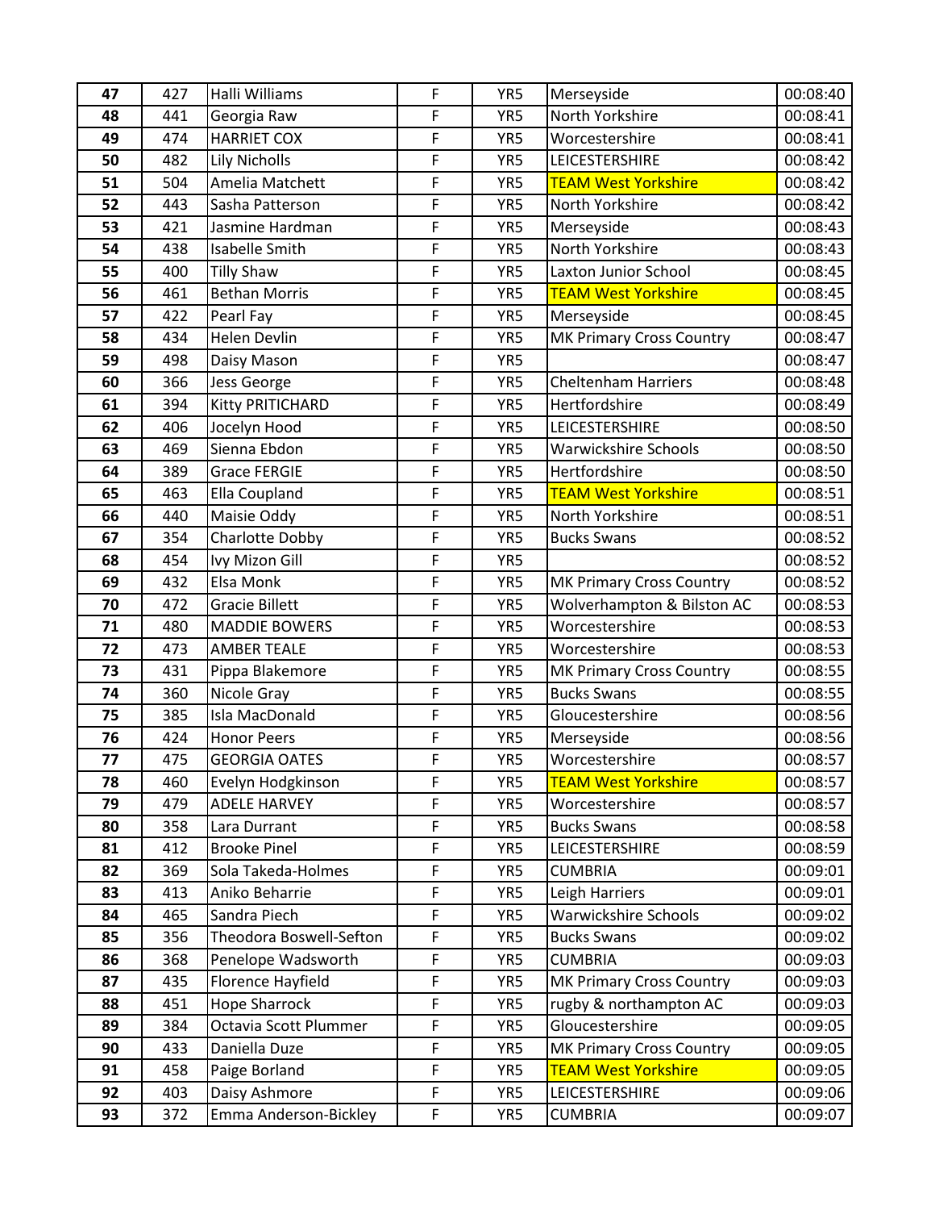| 47 | 427 | Halli Williams | F | YR5 | Merseyside | 00:08:40 |
|---|---|---|---|---|---|---|
| 48 | 441 | Georgia Raw | F | YR5 | North Yorkshire | 00:08:41 |
| 49 | 474 | HARRIET COX | F | YR5 | Worcestershire | 00:08:41 |
| 50 | 482 | Lily Nicholls | F | YR5 | LEICESTERSHIRE | 00:08:42 |
| 51 | 504 | Amelia Matchett | F | YR5 | TEAM West Yorkshire | 00:08:42 |
| 52 | 443 | Sasha Patterson | F | YR5 | North Yorkshire | 00:08:42 |
| 53 | 421 | Jasmine Hardman | F | YR5 | Merseyside | 00:08:43 |
| 54 | 438 | Isabelle Smith | F | YR5 | North Yorkshire | 00:08:43 |
| 55 | 400 | Tilly Shaw | F | YR5 | Laxton Junior School | 00:08:45 |
| 56 | 461 | Bethan Morris | F | YR5 | TEAM West Yorkshire | 00:08:45 |
| 57 | 422 | Pearl Fay | F | YR5 | Merseyside | 00:08:45 |
| 58 | 434 | Helen Devlin | F | YR5 | MK Primary Cross Country | 00:08:47 |
| 59 | 498 | Daisy Mason | F | YR5 | | 00:08:47 |
| 60 | 366 | Jess George | F | YR5 | Cheltenham Harriers | 00:08:48 |
| 61 | 394 | Kitty PRITICHARD | F | YR5 | Hertfordshire | 00:08:49 |
| 62 | 406 | Jocelyn Hood | F | YR5 | LEICESTERSHIRE | 00:08:50 |
| 63 | 469 | Sienna Ebdon | F | YR5 | Warwickshire Schools | 00:08:50 |
| 64 | 389 | Grace FERGIE | F | YR5 | Hertfordshire | 00:08:50 |
| 65 | 463 | Ella Coupland | F | YR5 | TEAM West Yorkshire | 00:08:51 |
| 66 | 440 | Maisie Oddy | F | YR5 | North Yorkshire | 00:08:51 |
| 67 | 354 | Charlotte Dobby | F | YR5 | Bucks Swans | 00:08:52 |
| 68 | 454 | Ivy Mizon Gill | F | YR5 | | 00:08:52 |
| 69 | 432 | Elsa Monk | F | YR5 | MK Primary Cross Country | 00:08:52 |
| 70 | 472 | Gracie Billett | F | YR5 | Wolverhampton & Bilston AC | 00:08:53 |
| 71 | 480 | MADDIE BOWERS | F | YR5 | Worcestershire | 00:08:53 |
| 72 | 473 | AMBER TEALE | F | YR5 | Worcestershire | 00:08:53 |
| 73 | 431 | Pippa Blakemore | F | YR5 | MK Primary Cross Country | 00:08:55 |
| 74 | 360 | Nicole Gray | F | YR5 | Bucks Swans | 00:08:55 |
| 75 | 385 | Isla MacDonald | F | YR5 | Gloucestershire | 00:08:56 |
| 76 | 424 | Honor Peers | F | YR5 | Merseyside | 00:08:56 |
| 77 | 475 | GEORGIA OATES | F | YR5 | Worcestershire | 00:08:57 |
| 78 | 460 | Evelyn Hodgkinson | F | YR5 | TEAM West Yorkshire | 00:08:57 |
| 79 | 479 | ADELE HARVEY | F | YR5 | Worcestershire | 00:08:57 |
| 80 | 358 | Lara Durrant | F | YR5 | Bucks Swans | 00:08:58 |
| 81 | 412 | Brooke Pinel | F | YR5 | LEICESTERSHIRE | 00:08:59 |
| 82 | 369 | Sola Takeda-Holmes | F | YR5 | CUMBRIA | 00:09:01 |
| 83 | 413 | Aniko Beharrie | F | YR5 | Leigh Harriers | 00:09:01 |
| 84 | 465 | Sandra Piech | F | YR5 | Warwickshire Schools | 00:09:02 |
| 85 | 356 | Theodora Boswell-Sefton | F | YR5 | Bucks Swans | 00:09:02 |
| 86 | 368 | Penelope Wadsworth | F | YR5 | CUMBRIA | 00:09:03 |
| 87 | 435 | Florence Hayfield | F | YR5 | MK Primary Cross Country | 00:09:03 |
| 88 | 451 | Hope Sharrock | F | YR5 | rugby & northampton AC | 00:09:03 |
| 89 | 384 | Octavia Scott Plummer | F | YR5 | Gloucestershire | 00:09:05 |
| 90 | 433 | Daniella Duze | F | YR5 | MK Primary Cross Country | 00:09:05 |
| 91 | 458 | Paige Borland | F | YR5 | TEAM West Yorkshire | 00:09:05 |
| 92 | 403 | Daisy Ashmore | F | YR5 | LEICESTERSHIRE | 00:09:06 |
| 93 | 372 | Emma Anderson-Bickley | F | YR5 | CUMBRIA | 00:09:07 |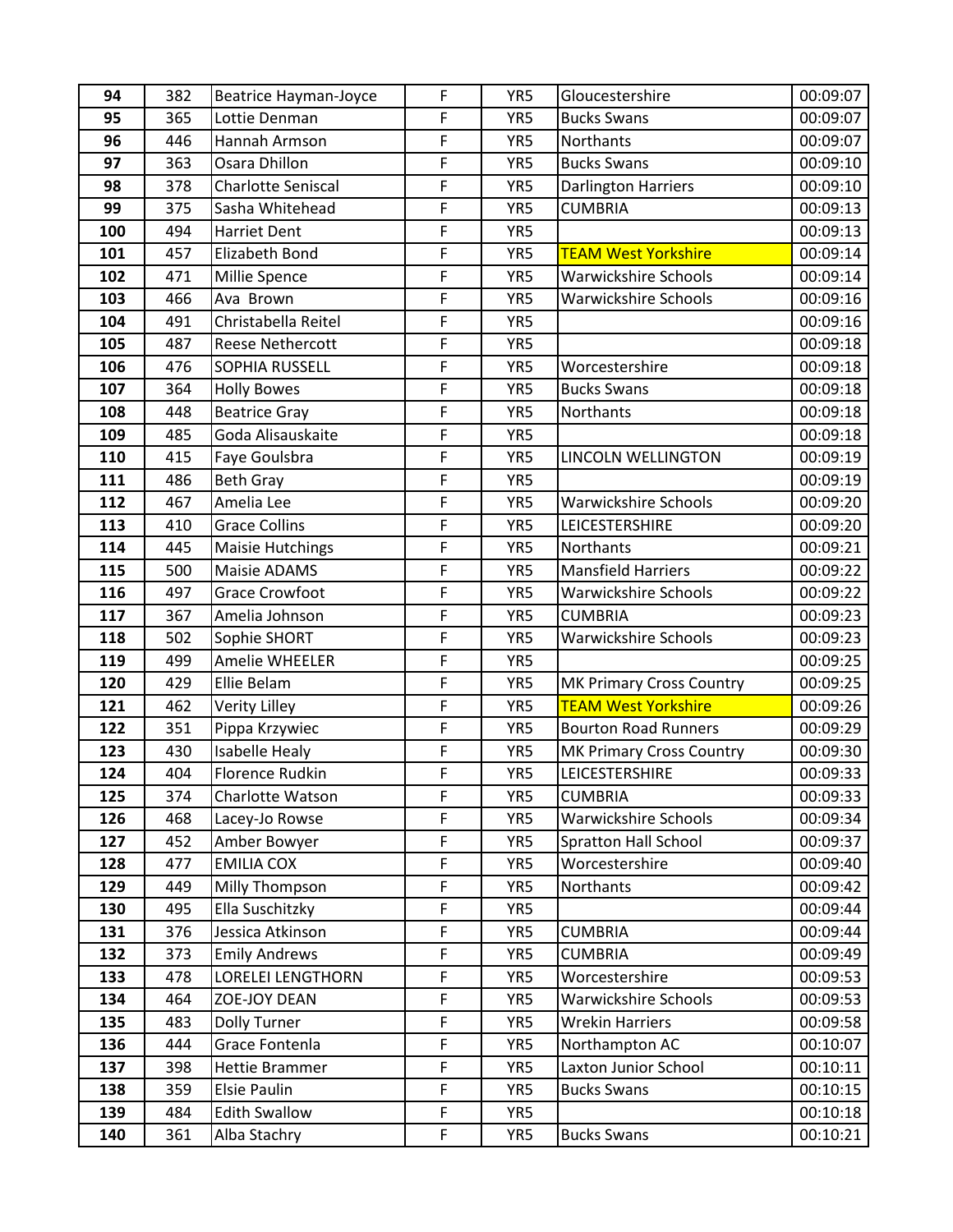| 94 | 382 | Beatrice Hayman-Joyce | F | YR5 | Gloucestershire | 00:09:07 |
|---|---|---|---|---|---|---|
| 95 | 365 | Lottie Denman | F | YR5 | Bucks Swans | 00:09:07 |
| 96 | 446 | Hannah Armson | F | YR5 | Northants | 00:09:07 |
| 97 | 363 | Osara Dhillon | F | YR5 | Bucks Swans | 00:09:10 |
| 98 | 378 | Charlotte Seniscal | F | YR5 | Darlington Harriers | 00:09:10 |
| 99 | 375 | Sasha Whitehead | F | YR5 | CUMBRIA | 00:09:13 |
| 100 | 494 | Harriet Dent | F | YR5 | | 00:09:13 |
| 101 | 457 | Elizabeth Bond | F | YR5 | TEAM West Yorkshire | 00:09:14 |
| 102 | 471 | Millie Spence | F | YR5 | Warwickshire Schools | 00:09:14 |
| 103 | 466 | Ava Brown | F | YR5 | Warwickshire Schools | 00:09:16 |
| 104 | 491 | Christabella Reitel | F | YR5 | | 00:09:16 |
| 105 | 487 | Reese Nethercott | F | YR5 | | 00:09:18 |
| 106 | 476 | SOPHIA RUSSELL | F | YR5 | Worcestershire | 00:09:18 |
| 107 | 364 | Holly Bowes | F | YR5 | Bucks Swans | 00:09:18 |
| 108 | 448 | Beatrice Gray | F | YR5 | Northants | 00:09:18 |
| 109 | 485 | Goda Alisauskaite | F | YR5 | | 00:09:18 |
| 110 | 415 | Faye Goulsbra | F | YR5 | LINCOLN WELLINGTON | 00:09:19 |
| 111 | 486 | Beth Gray | F | YR5 | | 00:09:19 |
| 112 | 467 | Amelia Lee | F | YR5 | Warwickshire Schools | 00:09:20 |
| 113 | 410 | Grace Collins | F | YR5 | LEICESTERSHIRE | 00:09:20 |
| 114 | 445 | Maisie Hutchings | F | YR5 | Northants | 00:09:21 |
| 115 | 500 | Maisie ADAMS | F | YR5 | Mansfield Harriers | 00:09:22 |
| 116 | 497 | Grace Crowfoot | F | YR5 | Warwickshire Schools | 00:09:22 |
| 117 | 367 | Amelia Johnson | F | YR5 | CUMBRIA | 00:09:23 |
| 118 | 502 | Sophie SHORT | F | YR5 | Warwickshire Schools | 00:09:23 |
| 119 | 499 | Amelie WHEELER | F | YR5 | | 00:09:25 |
| 120 | 429 | Ellie Belam | F | YR5 | MK Primary Cross Country | 00:09:25 |
| 121 | 462 | Verity Lilley | F | YR5 | TEAM West Yorkshire | 00:09:26 |
| 122 | 351 | Pippa Krzywiec | F | YR5 | Bourton Road Runners | 00:09:29 |
| 123 | 430 | Isabelle Healy | F | YR5 | MK Primary Cross Country | 00:09:30 |
| 124 | 404 | Florence Rudkin | F | YR5 | LEICESTERSHIRE | 00:09:33 |
| 125 | 374 | Charlotte Watson | F | YR5 | CUMBRIA | 00:09:33 |
| 126 | 468 | Lacey-Jo Rowse | F | YR5 | Warwickshire Schools | 00:09:34 |
| 127 | 452 | Amber Bowyer | F | YR5 | Spratton Hall School | 00:09:37 |
| 128 | 477 | EMILIA COX | F | YR5 | Worcestershire | 00:09:40 |
| 129 | 449 | Milly Thompson | F | YR5 | Northants | 00:09:42 |
| 130 | 495 | Ella Suschitzky | F | YR5 | | 00:09:44 |
| 131 | 376 | Jessica Atkinson | F | YR5 | CUMBRIA | 00:09:44 |
| 132 | 373 | Emily Andrews | F | YR5 | CUMBRIA | 00:09:49 |
| 133 | 478 | LORELEI LENGTHORN | F | YR5 | Worcestershire | 00:09:53 |
| 134 | 464 | ZOE-JOY DEAN | F | YR5 | Warwickshire Schools | 00:09:53 |
| 135 | 483 | Dolly Turner | F | YR5 | Wrekin Harriers | 00:09:58 |
| 136 | 444 | Grace Fontenla | F | YR5 | Northampton AC | 00:10:07 |
| 137 | 398 | Hettie Brammer | F | YR5 | Laxton Junior School | 00:10:11 |
| 138 | 359 | Elsie Paulin | F | YR5 | Bucks Swans | 00:10:15 |
| 139 | 484 | Edith Swallow | F | YR5 | | 00:10:18 |
| 140 | 361 | Alba Stachry | F | YR5 | Bucks Swans | 00:10:21 |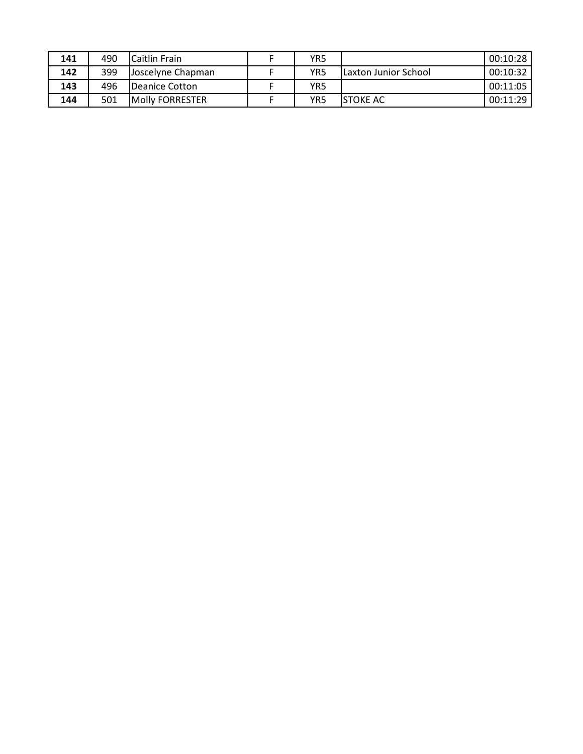| | | | | | | |
|---|---|---|---|---|---|---|
| **141** | 490 | Caitlin Frain | F | YR5 | | 00:10:28 |
| **142** | 399 | Joscelyne Chapman | F | YR5 | Laxton Junior School | 00:10:32 |
| **143** | 496 | Deanice Cotton | F | YR5 | | 00:11:05 |
| **144** | 501 | Molly FORRESTER | F | YR5 | STOKE AC | 00:11:29 |